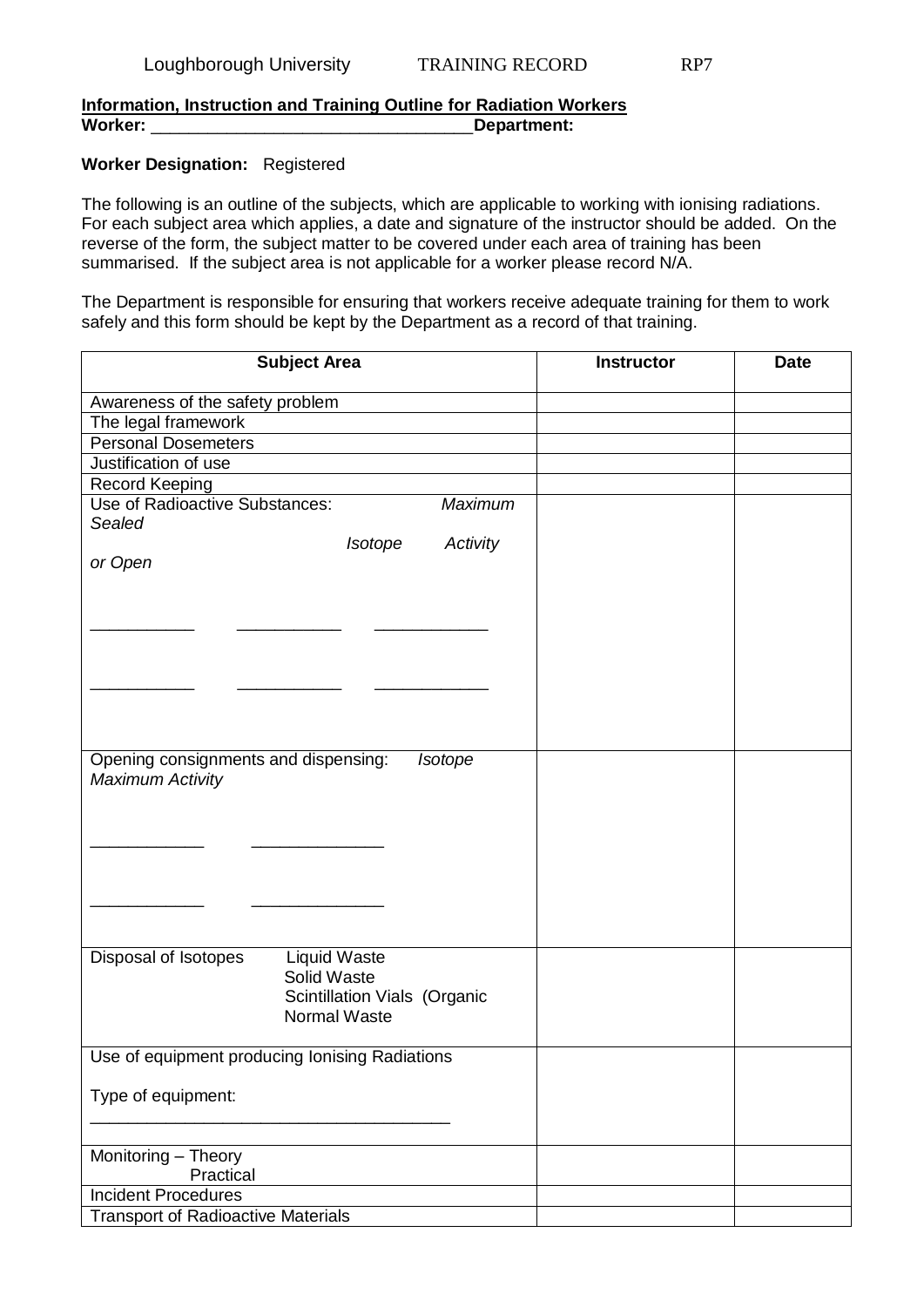Loughborough University TRAINING RECORD RP7

**Information, Instruction and Training Outline for Radiation Workers**

**Worker:** _________________________________ **Department:**

**Worker Designation:** Registered

The following is an outline of the subjects, which are applicable to working with ionising radiations. For each subject area which applies, a date and signature of the instructor should be added. On the reverse of the form, the subject matter to be covered under each area of training has been summarised. If the subject area is not applicable for a worker please record N/A.

The Department is responsible for ensuring that workers receive adequate training for them to work safely and this form should be kept by the Department as a record of that training.

| Subject Area | Instructor | Date |
|---|---|---|
| Awareness of the safety problem | | |
| The legal framework | | |
| Personal Dosemeters | | |
| Justification of use | | |
| Record Keeping | | |
| Use of Radioactive Substances: *Maximum* *Sealed* *Isotope* *Activity* *or Open*<br><br>___________ ___________ ____________<br><br>___________ ___________ ____________ | | |
| Opening consignments and dispensing: *Isotope* *Maximum Activity*<br><br>____________ ______________<br><br>____________ ______________ | | |
| Disposal of Isotopes Liquid Waste<br>Solid Waste<br>Scintillation Vials (Organic<br>Normal Waste | | |
| Use of equipment producing Ionising Radiations<br><br>Type of equipment:<br>______________________________________ | | |
| Monitoring – Theory<br>Practical | | |
| Incident Procedures | | |
| Transport of Radioactive Materials | | |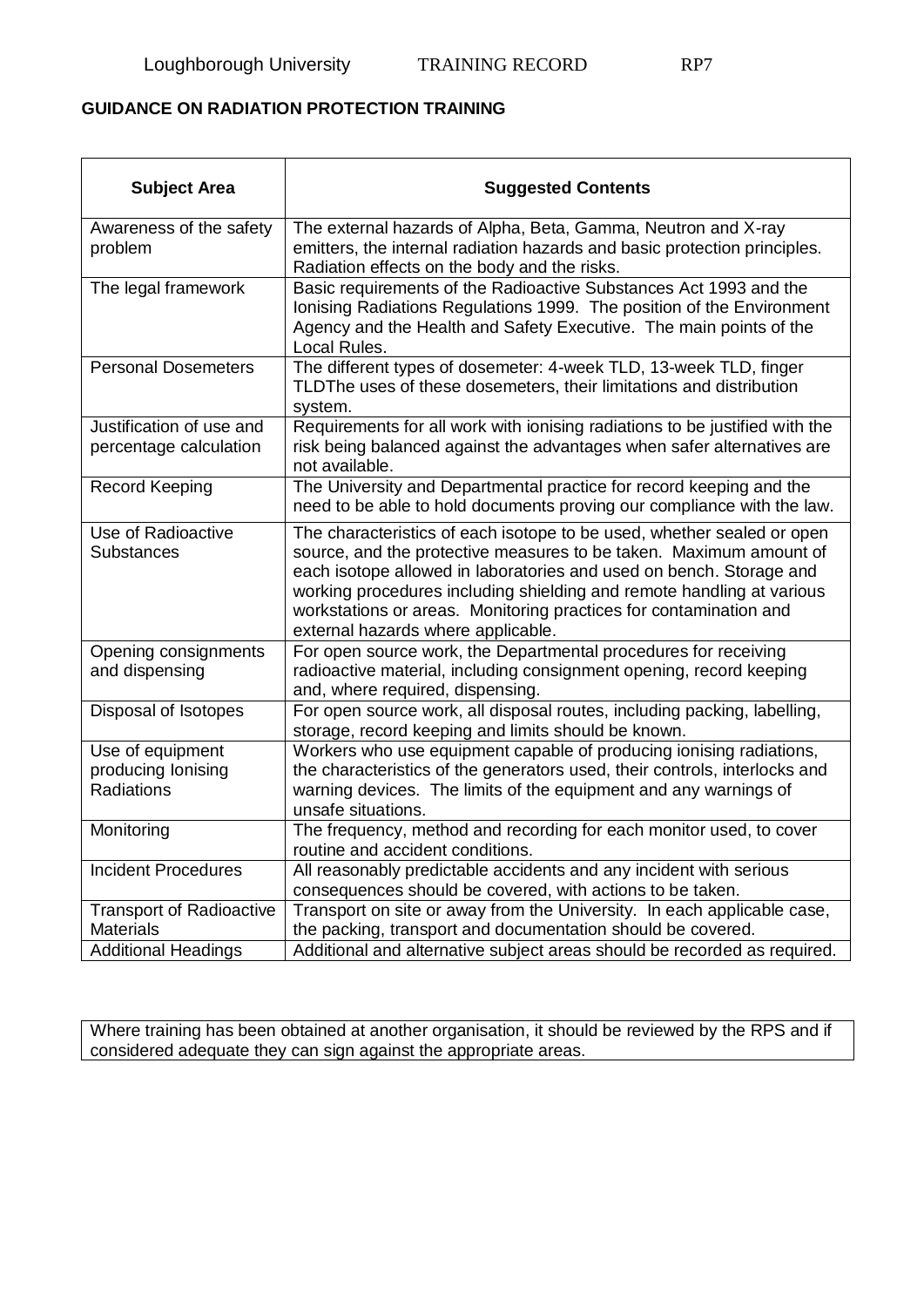**GUIDANCE ON RADIATION PROTECTION TRAINING**

| Subject Area | Suggested Contents |
|---|---|
| Awareness of the safety problem | The external hazards of Alpha, Beta, Gamma, Neutron and X-ray emitters, the internal radiation hazards and basic protection principles. Radiation effects on the body and the risks. |
| The legal framework | Basic requirements of the Radioactive Substances Act 1993 and the Ionising Radiations Regulations 1999. The position of the Environment Agency and the Health and Safety Executive. The main points of the Local Rules. |
| Personal Dosemeters | The different types of dosemeter: 4-week TLD, 13-week TLD, finger TLDThe uses of these dosemeters, their limitations and distribution system. |
| Justification of use and percentage calculation | Requirements for all work with ionising radiations to be justified with the risk being balanced against the advantages when safer alternatives are not available. |
| Record Keeping | The University and Departmental practice for record keeping and the need to be able to hold documents proving our compliance with the law. |
| Use of Radioactive Substances | The characteristics of each isotope to be used, whether sealed or open source, and the protective measures to be taken. Maximum amount of each isotope allowed in laboratories and used on bench. Storage and working procedures including shielding and remote handling at various workstations or areas. Monitoring practices for contamination and external hazards where applicable. |
| Opening consignments and dispensing | For open source work, the Departmental procedures for receiving radioactive material, including consignment opening, record keeping and, where required, dispensing. |
| Disposal of Isotopes | For open source work, all disposal routes, including packing, labelling, storage, record keeping and limits should be known. |
| Use of equipment producing Ionising Radiations | Workers who use equipment capable of producing ionising radiations, the characteristics of the generators used, their controls, interlocks and warning devices. The limits of the equipment and any warnings of unsafe situations. |
| Monitoring | The frequency, method and recording for each monitor used, to cover routine and accident conditions. |
| Incident Procedures | All reasonably predictable accidents and any incident with serious consequences should be covered, with actions to be taken. |
| Transport of Radioactive Materials | Transport on site or away from the University. In each applicable case, the packing, transport and documentation should be covered. |
| Additional Headings | Additional and alternative subject areas should be recorded as required. |

Where training has been obtained at another organisation, it should be reviewed by the RPS and if considered adequate they can sign against the appropriate areas.